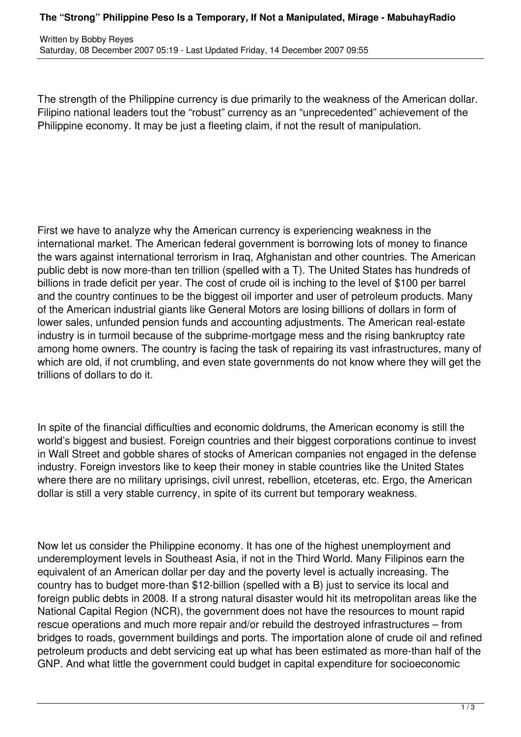# The "Strong" Philippine Peso Is a Temporary, If Not a Manipulated, Mirage - MabuhayRadio

Written by Bobby Reyes
Saturday, 08 December 2007 05:19 - Last Updated Friday, 14 December 2007 09:55

The strength of the Philippine currency is due primarily to the weakness of the American dollar. Filipino national leaders tout the "robust" currency as an "unprecedented" achievement of the Philippine economy. It may be just a fleeting claim, if not the result of manipulation.

First we have to analyze why the American currency is experiencing weakness in the international market. The American federal government is borrowing lots of money to finance the wars against international terrorism in Iraq, Afghanistan and other countries. The American public debt is now more-than ten trillion (spelled with a T). The United States has hundreds of billions in trade deficit per year. The cost of crude oil is inching to the level of $100 per barrel and the country continues to be the biggest oil importer and user of petroleum products. Many of the American industrial giants like General Motors are losing billions of dollars in form of lower sales, unfunded pension funds and accounting adjustments. The American real-estate industry is in turmoil because of the subprime-mortgage mess and the rising bankruptcy rate among home owners. The country is facing the task of repairing its vast infrastructures, many of which are old, if not crumbling, and even state governments do not know where they will get the trillions of dollars to do it.

In spite of the financial difficulties and economic doldrums, the American economy is still the world's biggest and busiest. Foreign countries and their biggest corporations continue to invest in Wall Street and gobble shares of stocks of American companies not engaged in the defense industry. Foreign investors like to keep their money in stable countries like the United States where there are no military uprisings, civil unrest, rebellion, etceteras, etc. Ergo, the American dollar is still a very stable currency, in spite of its current but temporary weakness.

Now let us consider the Philippine economy. It has one of the highest unemployment and underemployment levels in Southeast Asia, if not in the Third World. Many Filipinos earn the equivalent of an American dollar per day and the poverty level is actually increasing. The country has to budget more-than $12-billion (spelled with a B) just to service its local and foreign public debts in 2008. If a strong natural disaster would hit its metropolitan areas like the National Capital Region (NCR), the government does not have the resources to mount rapid rescue operations and much more repair and/or rebuild the destroyed infrastructures – from bridges to roads, government buildings and ports. The importation alone of crude oil and refined petroleum products and debt servicing eat up what has been estimated as more-than half of the GNP. And what little the government could budget in capital expenditure for socioeconomic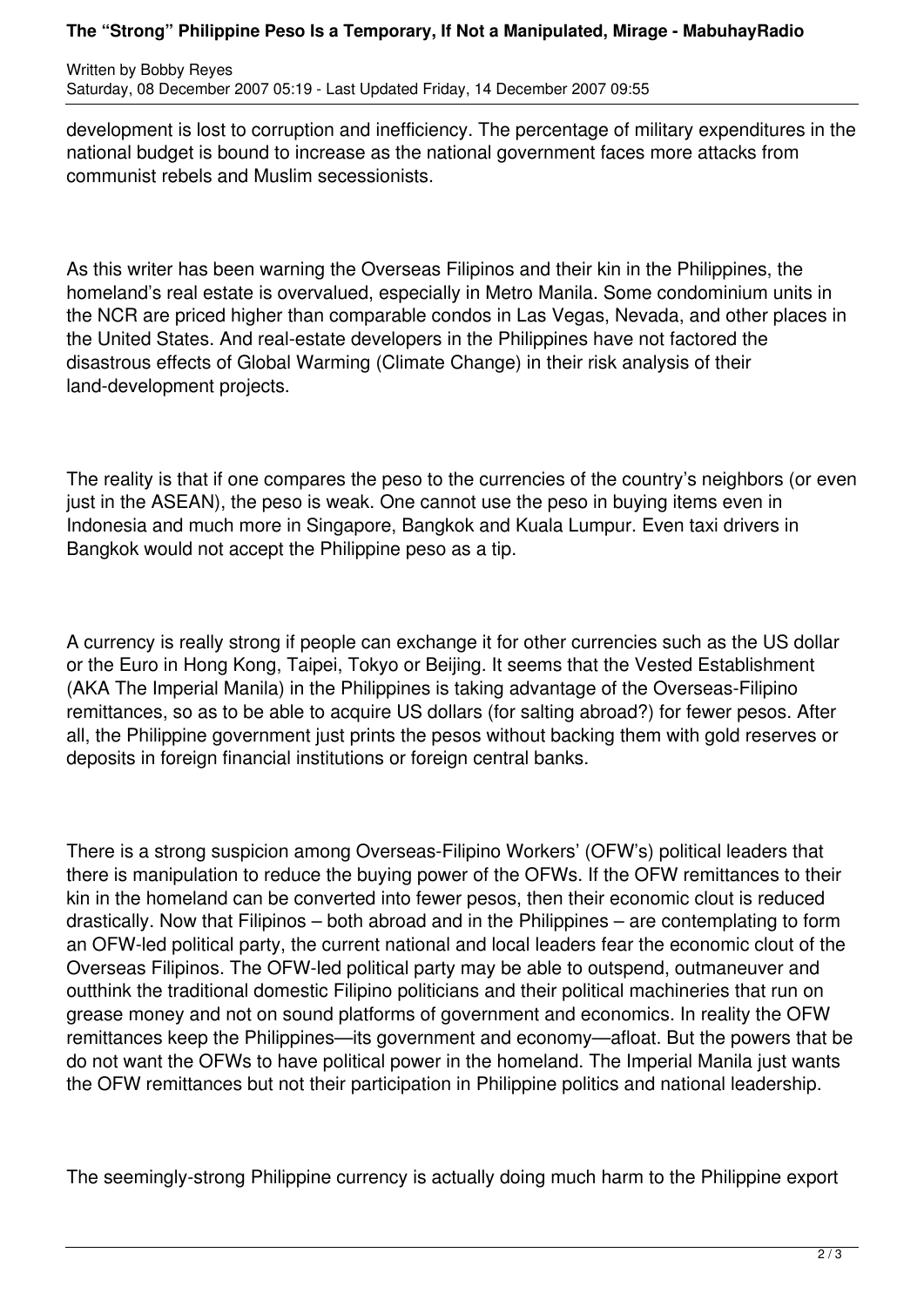development is lost to corruption and inefficiency. The percentage of military expenditures in the national budget is bound to increase as the national government faces more attacks from communist rebels and Muslim secessionists.

As this writer has been warning the Overseas Filipinos and their kin in the Philippines, the homeland's real estate is overvalued, especially in Metro Manila. Some condominium units in the NCR are priced higher than comparable condos in Las Vegas, Nevada, and other places in the United States. And real-estate developers in the Philippines have not factored the disastrous effects of Global Warming (Climate Change) in their risk analysis of their land-development projects.

The reality is that if one compares the peso to the currencies of the country's neighbors (or even just in the ASEAN), the peso is weak. One cannot use the peso in buying items even in Indonesia and much more in Singapore, Bangkok and Kuala Lumpur. Even taxi drivers in Bangkok would not accept the Philippine peso as a tip.

A currency is really strong if people can exchange it for other currencies such as the US dollar or the Euro in Hong Kong, Taipei, Tokyo or Beijing. It seems that the Vested Establishment (AKA The Imperial Manila) in the Philippines is taking advantage of the Overseas-Filipino remittances, so as to be able to acquire US dollars (for salting abroad?) for fewer pesos. After all, the Philippine government just prints the pesos without backing them with gold reserves or deposits in foreign financial institutions or foreign central banks.

There is a strong suspicion among Overseas-Filipino Workers' (OFW's) political leaders that there is manipulation to reduce the buying power of the OFWs. If the OFW remittances to their kin in the homeland can be converted into fewer pesos, then their economic clout is reduced drastically. Now that Filipinos – both abroad and in the Philippines – are contemplating to form an OFW-led political party, the current national and local leaders fear the economic clout of the Overseas Filipinos. The OFW-led political party may be able to outspend, outmaneuver and outthink the traditional domestic Filipino politicians and their political machineries that run on grease money and not on sound platforms of government and economics. In reality the OFW remittances keep the Philippines—its government and economy—afloat. But the powers that be do not want the OFWs to have political power in the homeland. The Imperial Manila just wants the OFW remittances but not their participation in Philippine politics and national leadership.

The seemingly-strong Philippine currency is actually doing much harm to the Philippine export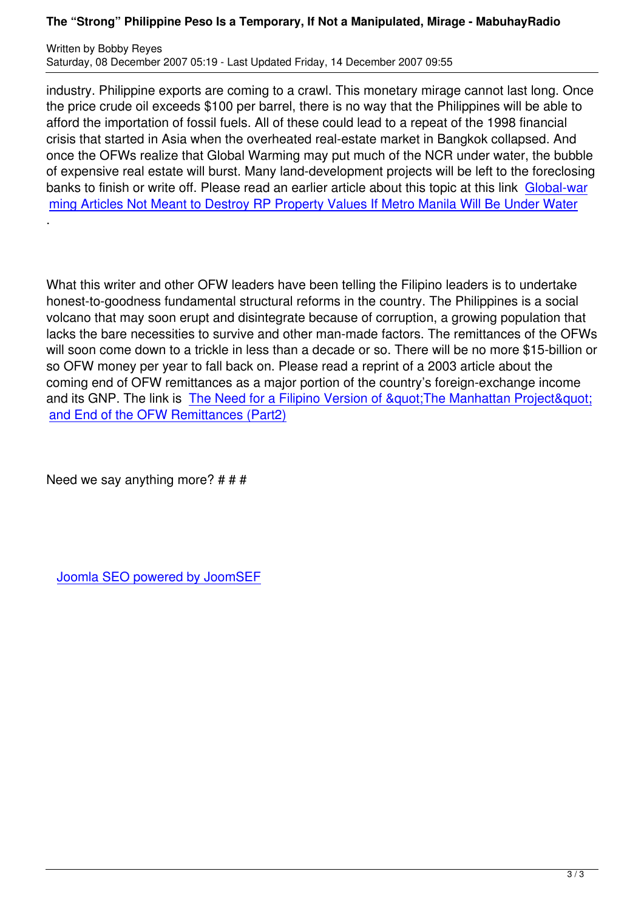industry. Philippine exports are coming to a crawl. This monetary mirage cannot last long. Once the price crude oil exceeds $100 per barrel, there is no way that the Philippines will be able to afford the importation of fossil fuels. All of these could lead to a repeat of the 1998 financial crisis that started in Asia when the overheated real-estate market in Bangkok collapsed. And once the OFWs realize that Global Warming may put much of the NCR under water, the bubble of expensive real estate will burst. Many land-development projects will be left to the foreclosing banks to finish or write off. Please read an earlier article about this topic at this link Global-warming Articles Not Meant to Destroy RP Property Values If Metro Manila Will Be Under Water .

What this writer and other OFW leaders have been telling the Filipino leaders is to undertake honest-to-goodness fundamental structural reforms in the country. The Philippines is a social volcano that may soon erupt and disintegrate because of corruption, a growing population that lacks the bare necessities to survive and other man-made factors. The remittances of the OFWs will soon come down to a trickle in less than a decade or so. There will be no more $15-billion or so OFW money per year to fall back on. Please read a reprint of a 2003 article about the coming end of OFW remittances as a major portion of the country's foreign-exchange income and its GNP. The link is The Need for a Filipino Version of &quot;The Manhattan Project&quot; and End of the OFW Remittances (Part2)

Need we say anything more? # # #

Joomla SEO powered by JoomSEF